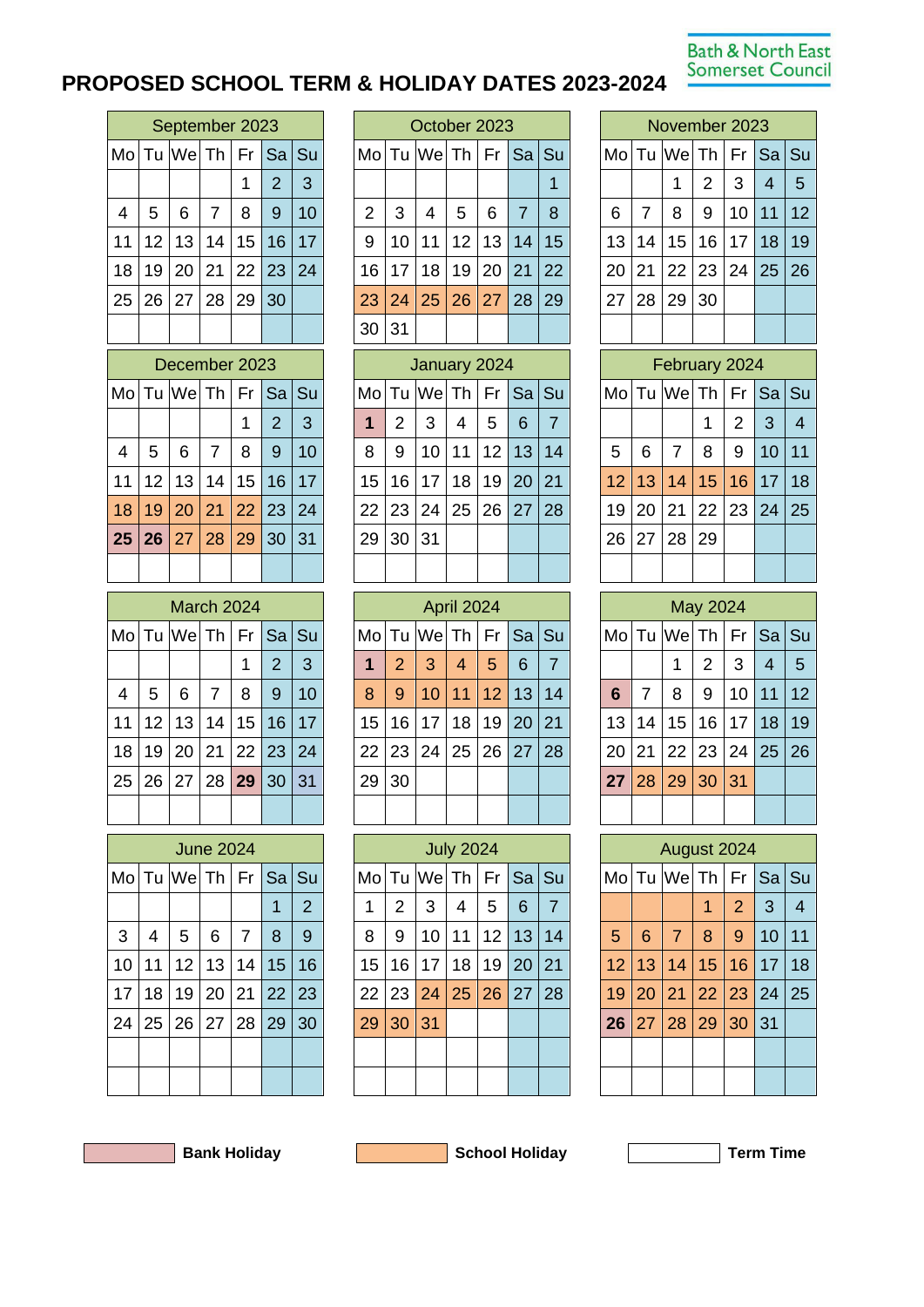Bath & North East Somerset Council

# PROPOSED SCHOOL TERM & HOLIDAY DATES 2023-2024

### September 2023

| Mo | Tu | We | Th | Fr | Sa | Su |
|---|---|---|---|---|---|---|
| | | | | 1 | 2 | 3 |
| 4 | 5 | 6 | 7 | 8 | 9 | 10 |
| 11 | 12 | 13 | 14 | 15 | 16 | 17 |
| 18 | 19 | 20 | 21 | 22 | 23 | 24 |
| 25 | 26 | 27 | 28 | 29 | 30 | |

### October 2023

| Mo | Tu | We | Th | Fr | Sa | Su |
|---|---|---|---|---|---|---|
| | | | | | | 1 |
| 2 | 3 | 4 | 5 | 6 | 7 | 8 |
| 9 | 10 | 11 | 12 | 13 | 14 | 15 |
| 16 | 17 | 18 | 19 | 20 | 21 | 22 |
| 23 | 24 | 25 | 26 | 27 | 28 | 29 |
| 30 | 31 | | | | | |

### November 2023

| Mo | Tu | We | Th | Fr | Sa | Su |
|---|---|---|---|---|---|---|
| | | 1 | 2 | 3 | 4 | 5 |
| 6 | 7 | 8 | 9 | 10 | 11 | 12 |
| 13 | 14 | 15 | 16 | 17 | 18 | 19 |
| 20 | 21 | 22 | 23 | 24 | 25 | 26 |
| 27 | 28 | 29 | 30 | | | |

### December 2023

| Mo | Tu | We | Th | Fr | Sa | Su |
|---|---|---|---|---|---|---|
| | | | | 1 | 2 | 3 |
| 4 | 5 | 6 | 7 | 8 | 9 | 10 |
| 11 | 12 | 13 | 14 | 15 | 16 | 17 |
| 18 | 19 | 20 | 21 | 22 | 23 | 24 |
| **25** | **26** | 27 | 28 | 29 | 30 | 31 |

### January 2024

| Mo | Tu | We | Th | Fr | Sa | Su |
|---|---|---|---|---|---|---|
| **1** | 2 | 3 | 4 | 5 | 6 | 7 |
| 8 | 9 | 10 | 11 | 12 | 13 | 14 |
| 15 | 16 | 17 | 18 | 19 | 20 | 21 |
| 22 | 23 | 24 | 25 | 26 | 27 | 28 |
| 29 | 30 | 31 | | | | |

### February 2024

| Mo | Tu | We | Th | Fr | Sa | Su |
|---|---|---|---|---|---|---|
| | | | 1 | 2 | 3 | 4 |
| 5 | 6 | 7 | 8 | 9 | 10 | 11 |
| 12 | 13 | 14 | 15 | 16 | 17 | 18 |
| 19 | 20 | 21 | 22 | 23 | 24 | 25 |
| 26 | 27 | 28 | 29 | | | |

### March 2024

| Mo | Tu | We | Th | Fr | Sa | Su |
|---|---|---|---|---|---|---|
| | | | | 1 | 2 | 3 |
| 4 | 5 | 6 | 7 | 8 | 9 | 10 |
| 11 | 12 | 13 | 14 | 15 | 16 | 17 |
| 18 | 19 | 20 | 21 | 22 | 23 | 24 |
| 25 | 26 | 27 | 28 | **29** | 30 | 31 |

### April 2024

| Mo | Tu | We | Th | Fr | Sa | Su |
|---|---|---|---|---|---|---|
| **1** | 2 | 3 | 4 | 5 | 6 | 7 |
| 8 | 9 | 10 | 11 | 12 | 13 | 14 |
| 15 | 16 | 17 | 18 | 19 | 20 | 21 |
| 22 | 23 | 24 | 25 | 26 | 27 | 28 |
| 29 | 30 | | | | | |

### May 2024

| Mo | Tu | We | Th | Fr | Sa | Su |
|---|---|---|---|---|---|---|
| | | 1 | 2 | 3 | 4 | 5 |
| **6** | 7 | 8 | 9 | 10 | 11 | 12 |
| 13 | 14 | 15 | 16 | 17 | 18 | 19 |
| 20 | 21 | 22 | 23 | 24 | 25 | 26 |
| **27** | 28 | 29 | 30 | 31 | | |

### June 2024

| Mo | Tu | We | Th | Fr | Sa | Su |
|---|---|---|---|---|---|---|
| | | | | | 1 | 2 |
| 3 | 4 | 5 | 6 | 7 | 8 | 9 |
| 10 | 11 | 12 | 13 | 14 | 15 | 16 |
| 17 | 18 | 19 | 20 | 21 | 22 | 23 |
| 24 | 25 | 26 | 27 | 28 | 29 | 30 |

### July 2024

| Mo | Tu | We | Th | Fr | Sa | Su |
|---|---|---|---|---|---|---|
| 1 | 2 | 3 | 4 | 5 | 6 | 7 |
| 8 | 9 | 10 | 11 | 12 | 13 | 14 |
| 15 | 16 | 17 | 18 | 19 | 20 | 21 |
| 22 | 23 | 24 | 25 | 26 | 27 | 28 |
| 29 | 30 | 31 | | | | |

### August 2024

| Mo | Tu | We | Th | Fr | Sa | Su |
|---|---|---|---|---|---|---|
| | | | 1 | 2 | 3 | 4 |
| 5 | 6 | 7 | 8 | 9 | 10 | 11 |
| 12 | 13 | 14 | 15 | 16 | 17 | 18 |
| 19 | 20 | 21 | 22 | 23 | 24 | 25 |
| **26** | 27 | 28 | 29 | 30 | 31 | |

**Bank Holiday** **School Holiday** **Term Time**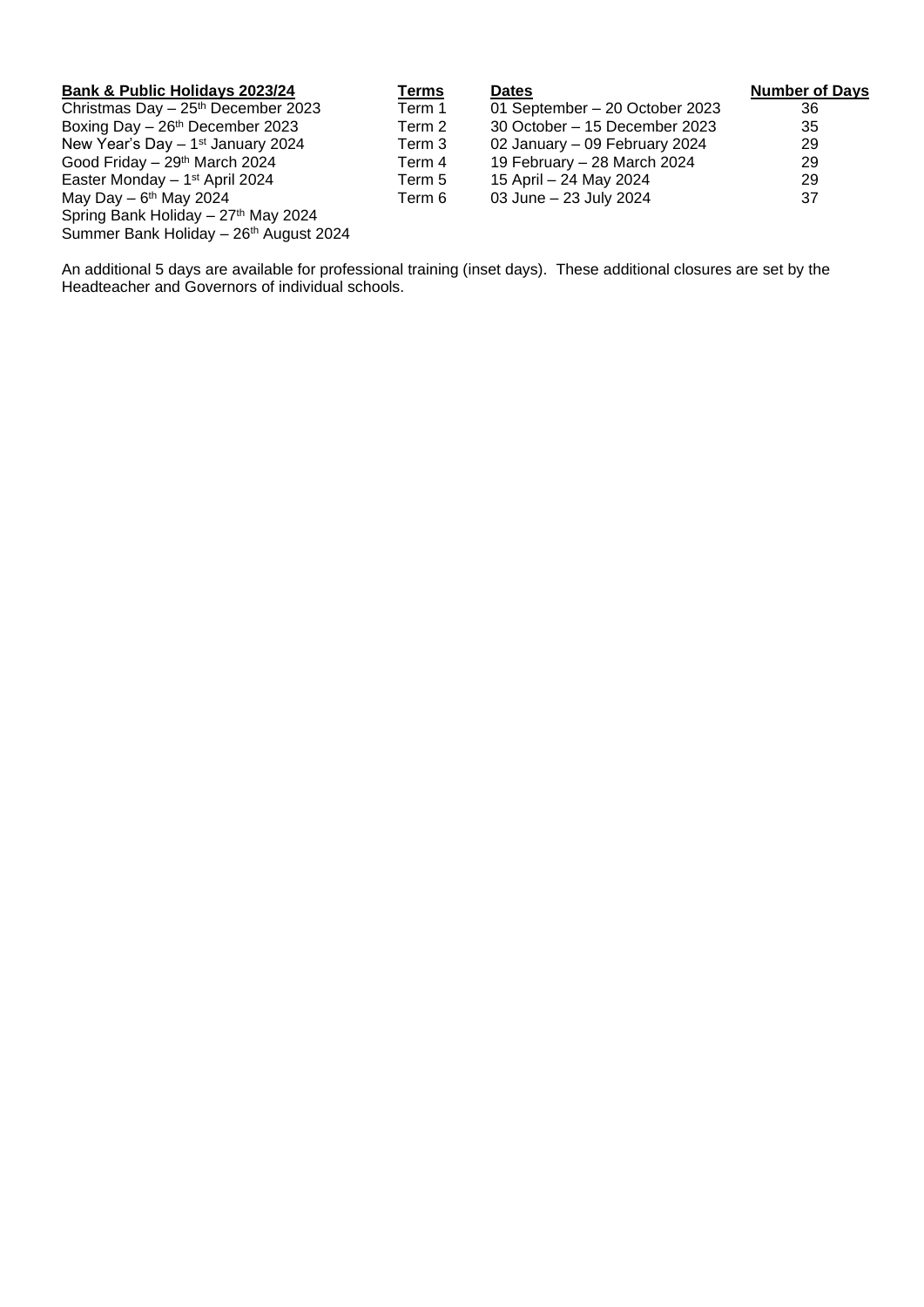| Bank & Public Holidays 2023/24 | Terms | Dates | Number of Days |
|---|---|---|---|
| Christmas Day – 25th December 2023 | Term 1 | 01 September – 20 October 2023 | 36 |
| Boxing Day – 26th December 2023 | Term 2 | 30 October – 15 December 2023 | 35 |
| New Year's Day – 1st January 2024 | Term 3 | 02 January – 09 February 2024 | 29 |
| Good Friday – 29th March 2024 | Term 4 | 19 February – 28 March 2024 | 29 |
| Easter Monday – 1st April 2024 | Term 5 | 15 April – 24 May 2024 | 29 |
| May Day – 6th May 2024 | Term 6 | 03 June – 23 July 2024 | 37 |
| Spring Bank Holiday – 27th May 2024 | | | |
| Summer Bank Holiday – 26th August 2024 | | | |

An additional 5 days are available for professional training (inset days). These additional closures are set by the Headteacher and Governors of individual schools.